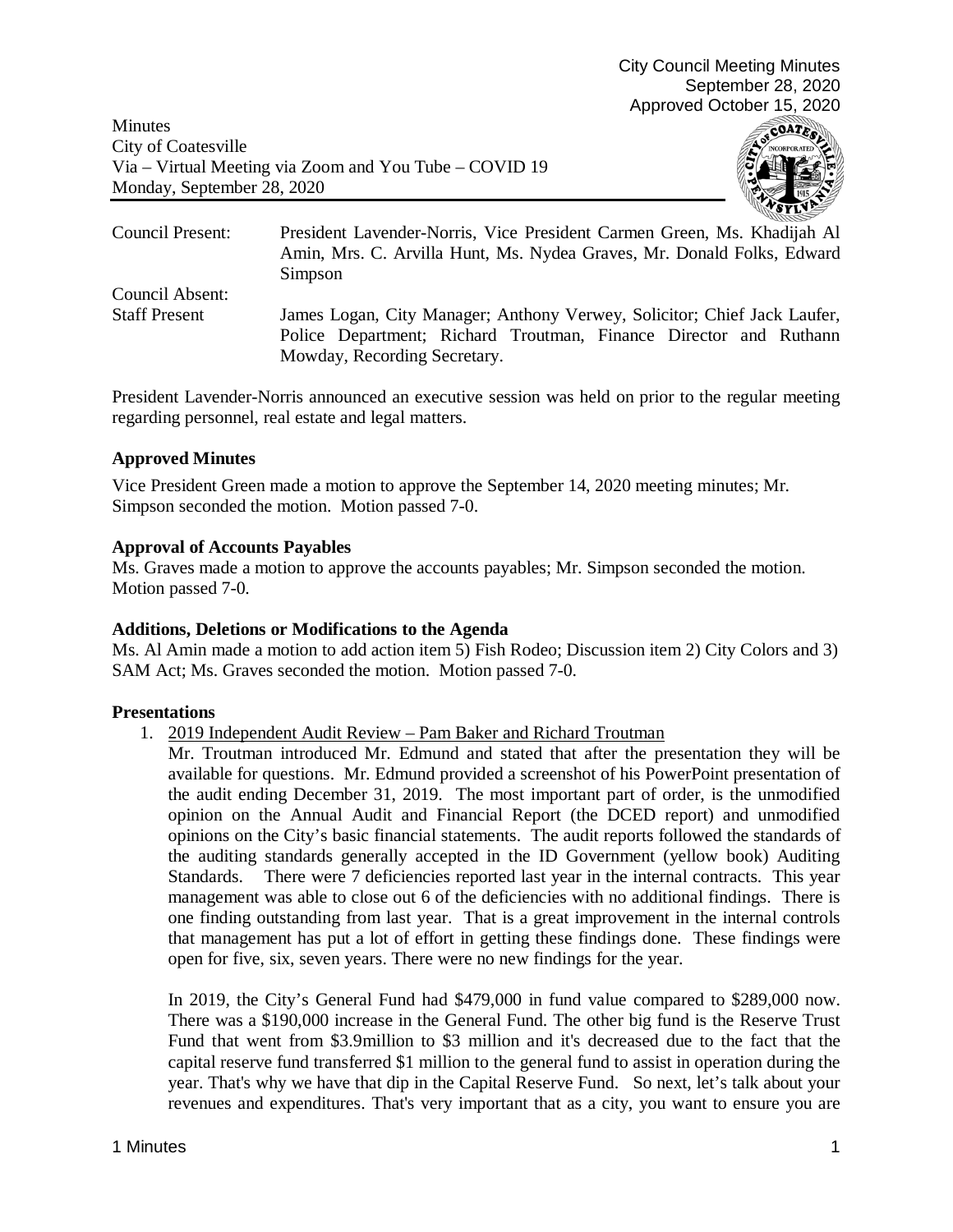City Council Meeting Minutes
September 28, 2020
Approved October 15, 2020

Minutes
City of Coatesville
Via – Virtual Meeting via Zoom and You Tube – COVID 19
Monday, September 28, 2020

| | |
|---|---|
| Council Present: | President Lavender-Norris, Vice President Carmen Green, Ms. Khadijah Al Amin, Mrs. C. Arvilla Hunt, Ms. Nydea Graves, Mr. Donald Folks, Edward Simpson |
| Council Absent: | |
| Staff Present | James Logan, City Manager; Anthony Verwey, Solicitor; Chief Jack Laufer, Police Department; Richard Troutman, Finance Director and Ruthann Mowday, Recording Secretary. |

President Lavender-Norris announced an executive session was held on prior to the regular meeting regarding personnel, real estate and legal matters.

**Approved Minutes**

Vice President Green made a motion to approve the September 14, 2020 meeting minutes; Mr. Simpson seconded the motion. Motion passed 7-0.

**Approval of Accounts Payables**

Ms. Graves made a motion to approve the accounts payables; Mr. Simpson seconded the motion. Motion passed 7-0.

**Additions, Deletions or Modifications to the Agenda**

Ms. Al Amin made a motion to add action item 5) Fish Rodeo; Discussion item 2) City Colors and 3) SAM Act; Ms. Graves seconded the motion. Motion passed 7-0.

**Presentations**

1. 2019 Independent Audit Review – Pam Baker and Richard Troutman

   Mr. Troutman introduced Mr. Edmund and stated that after the presentation they will be available for questions. Mr. Edmund provided a screenshot of his PowerPoint presentation of the audit ending December 31, 2019. The most important part of order, is the unmodified opinion on the Annual Audit and Financial Report (the DCED report) and unmodified opinions on the City's basic financial statements. The audit reports followed the standards of the auditing standards generally accepted in the ID Government (yellow book) Auditing Standards. There were 7 deficiencies reported last year in the internal contracts. This year management was able to close out 6 of the deficiencies with no additional findings. There is one finding outstanding from last year. That is a great improvement in the internal controls that management has put a lot of effort in getting these findings done. These findings were open for five, six, seven years. There were no new findings for the year.

   In 2019, the City's General Fund had $479,000 in fund value compared to $289,000 now. There was a $190,000 increase in the General Fund. The other big fund is the Reserve Trust Fund that went from $3.9million to $3 million and it's decreased due to the fact that the capital reserve fund transferred $1 million to the general fund to assist in operation during the year. That's why we have that dip in the Capital Reserve Fund. So next, let's talk about your revenues and expenditures. That's very important that as a city, you want to ensure you are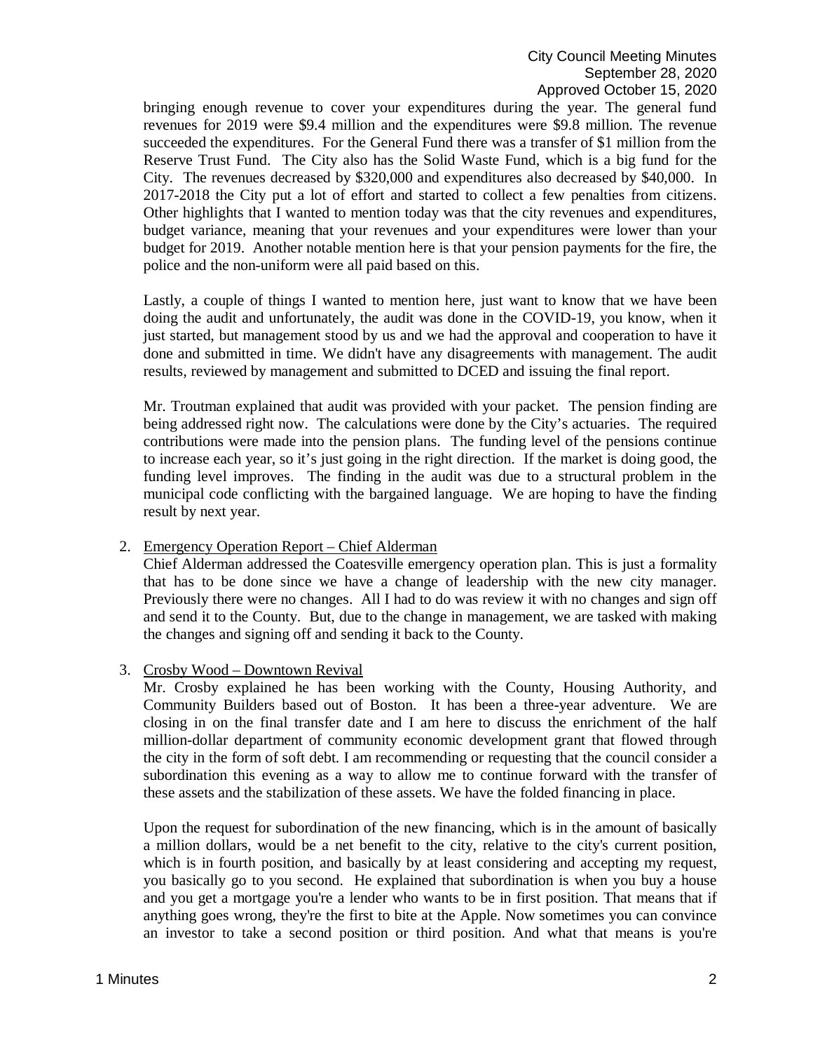bringing enough revenue to cover your expenditures during the year. The general fund revenues for 2019 were $9.4 million and the expenditures were $9.8 million. The revenue succeeded the expenditures. For the General Fund there was a transfer of $1 million from the Reserve Trust Fund. The City also has the Solid Waste Fund, which is a big fund for the City. The revenues decreased by $320,000 and expenditures also decreased by $40,000. In 2017-2018 the City put a lot of effort and started to collect a few penalties from citizens. Other highlights that I wanted to mention today was that the city revenues and expenditures, budget variance, meaning that your revenues and your expenditures were lower than your budget for 2019. Another notable mention here is that your pension payments for the fire, the police and the non-uniform were all paid based on this.

Lastly, a couple of things I wanted to mention here, just want to know that we have been doing the audit and unfortunately, the audit was done in the COVID-19, you know, when it just started, but management stood by us and we had the approval and cooperation to have it done and submitted in time. We didn't have any disagreements with management. The audit results, reviewed by management and submitted to DCED and issuing the final report.

Mr. Troutman explained that audit was provided with your packet. The pension finding are being addressed right now. The calculations were done by the City's actuaries. The required contributions were made into the pension plans. The funding level of the pensions continue to increase each year, so it's just going in the right direction. If the market is doing good, the funding level improves. The finding in the audit was due to a structural problem in the municipal code conflicting with the bargained language. We are hoping to have the finding result by next year.

2. <u>Emergency Operation Report – Chief Alderman</u>
   Chief Alderman addressed the Coatesville emergency operation plan. This is just a formality that has to be done since we have a change of leadership with the new city manager. Previously there were no changes. All I had to do was review it with no changes and sign off and send it to the County. But, due to the change in management, we are tasked with making the changes and signing off and sending it back to the County.

3. <u>Crosby Wood – Downtown Revival</u>
   Mr. Crosby explained he has been working with the County, Housing Authority, and Community Builders based out of Boston. It has been a three-year adventure. We are closing in on the final transfer date and I am here to discuss the enrichment of the half million-dollar department of community economic development grant that flowed through the city in the form of soft debt. I am recommending or requesting that the council consider a subordination this evening as a way to allow me to continue forward with the transfer of these assets and the stabilization of these assets. We have the folded financing in place.

   Upon the request for subordination of the new financing, which is in the amount of basically a million dollars, would be a net benefit to the city, relative to the city's current position, which is in fourth position, and basically by at least considering and accepting my request, you basically go to you second. He explained that subordination is when you buy a house and you get a mortgage you're a lender who wants to be in first position. That means that if anything goes wrong, they're the first to bite at the Apple. Now sometimes you can convince an investor to take a second position or third position. And what that means is you're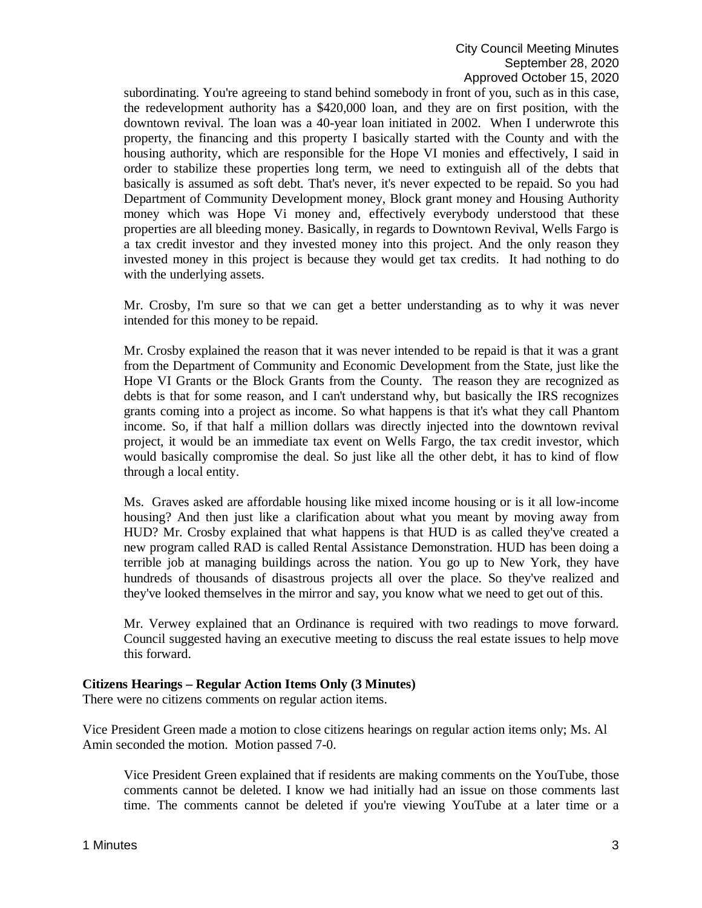subordinating. You're agreeing to stand behind somebody in front of you, such as in this case, the redevelopment authority has a $420,000 loan, and they are on first position, with the downtown revival. The loan was a 40-year loan initiated in 2002. When I underwrote this property, the financing and this property I basically started with the County and with the housing authority, which are responsible for the Hope VI monies and effectively, I said in order to stabilize these properties long term, we need to extinguish all of the debts that basically is assumed as soft debt. That's never, it's never expected to be repaid. So you had Department of Community Development money, Block grant money and Housing Authority money which was Hope Vi money and, effectively everybody understood that these properties are all bleeding money. Basically, in regards to Downtown Revival, Wells Fargo is a tax credit investor and they invested money into this project. And the only reason they invested money in this project is because they would get tax credits. It had nothing to do with the underlying assets.

Mr. Crosby, I'm sure so that we can get a better understanding as to why it was never intended for this money to be repaid.

Mr. Crosby explained the reason that it was never intended to be repaid is that it was a grant from the Department of Community and Economic Development from the State, just like the Hope VI Grants or the Block Grants from the County. The reason they are recognized as debts is that for some reason, and I can't understand why, but basically the IRS recognizes grants coming into a project as income. So what happens is that it's what they call Phantom income. So, if that half a million dollars was directly injected into the downtown revival project, it would be an immediate tax event on Wells Fargo, the tax credit investor, which would basically compromise the deal. So just like all the other debt, it has to kind of flow through a local entity.

Ms. Graves asked are affordable housing like mixed income housing or is it all low-income housing? And then just like a clarification about what you meant by moving away from HUD? Mr. Crosby explained that what happens is that HUD is as called they've created a new program called RAD is called Rental Assistance Demonstration. HUD has been doing a terrible job at managing buildings across the nation. You go up to New York, they have hundreds of thousands of disastrous projects all over the place. So they've realized and they've looked themselves in the mirror and say, you know what we need to get out of this.

Mr. Verwey explained that an Ordinance is required with two readings to move forward. Council suggested having an executive meeting to discuss the real estate issues to help move this forward.

**Citizens Hearings – Regular Action Items Only (3 Minutes)**

There were no citizens comments on regular action items.

Vice President Green made a motion to close citizens hearings on regular action items only; Ms. Al Amin seconded the motion. Motion passed 7-0.

Vice President Green explained that if residents are making comments on the YouTube, those comments cannot be deleted. I know we had initially had an issue on those comments last time. The comments cannot be deleted if you're viewing YouTube at a later time or a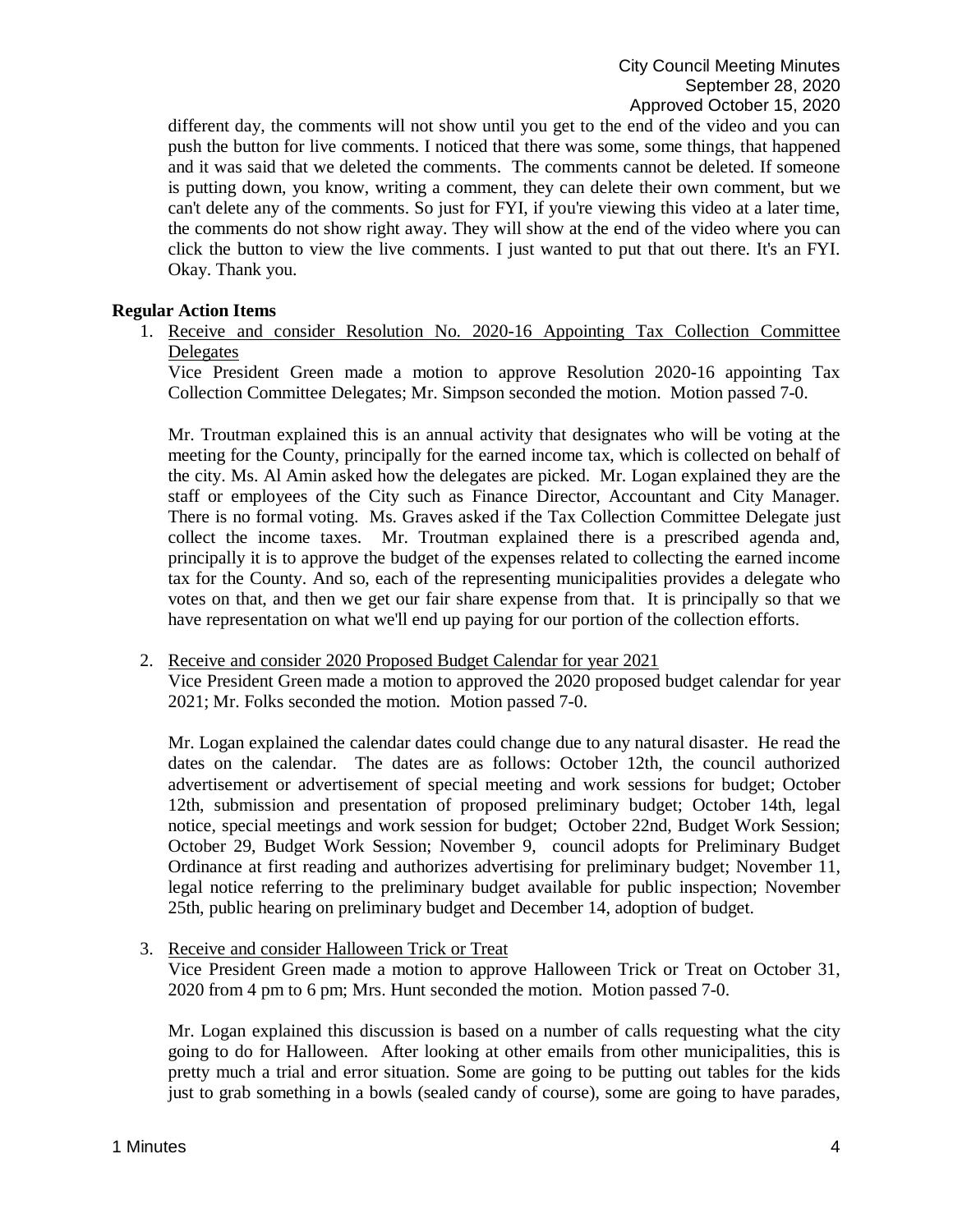different day, the comments will not show until you get to the end of the video and you can push the button for live comments. I noticed that there was some, some things, that happened and it was said that we deleted the comments. The comments cannot be deleted. If someone is putting down, you know, writing a comment, they can delete their own comment, but we can't delete any of the comments. So just for FYI, if you're viewing this video at a later time, the comments do not show right away. They will show at the end of the video where you can click the button to view the live comments. I just wanted to put that out there. It's an FYI. Okay. Thank you.

**Regular Action Items**

1. Receive and consider Resolution No. 2020-16 Appointing Tax Collection Committee Delegates

   Vice President Green made a motion to approve Resolution 2020-16 appointing Tax Collection Committee Delegates; Mr. Simpson seconded the motion. Motion passed 7-0.

   Mr. Troutman explained this is an annual activity that designates who will be voting at the meeting for the County, principally for the earned income tax, which is collected on behalf of the city. Ms. Al Amin asked how the delegates are picked. Mr. Logan explained they are the staff or employees of the City such as Finance Director, Accountant and City Manager. There is no formal voting. Ms. Graves asked if the Tax Collection Committee Delegate just collect the income taxes. Mr. Troutman explained there is a prescribed agenda and, principally it is to approve the budget of the expenses related to collecting the earned income tax for the County. And so, each of the representing municipalities provides a delegate who votes on that, and then we get our fair share expense from that. It is principally so that we have representation on what we'll end up paying for our portion of the collection efforts.

2. Receive and consider 2020 Proposed Budget Calendar for year 2021

   Vice President Green made a motion to approved the 2020 proposed budget calendar for year 2021; Mr. Folks seconded the motion. Motion passed 7-0.

   Mr. Logan explained the calendar dates could change due to any natural disaster. He read the dates on the calendar. The dates are as follows: October 12th, the council authorized advertisement or advertisement of special meeting and work sessions for budget; October 12th, submission and presentation of proposed preliminary budget; October 14th, legal notice, special meetings and work session for budget; October 22nd, Budget Work Session; October 29, Budget Work Session; November 9, council adopts for Preliminary Budget Ordinance at first reading and authorizes advertising for preliminary budget; November 11, legal notice referring to the preliminary budget available for public inspection; November 25th, public hearing on preliminary budget and December 14, adoption of budget.

3. Receive and consider Halloween Trick or Treat

   Vice President Green made a motion to approve Halloween Trick or Treat on October 31, 2020 from 4 pm to 6 pm; Mrs. Hunt seconded the motion. Motion passed 7-0.

   Mr. Logan explained this discussion is based on a number of calls requesting what the city going to do for Halloween. After looking at other emails from other municipalities, this is pretty much a trial and error situation. Some are going to be putting out tables for the kids just to grab something in a bowls (sealed candy of course), some are going to have parades,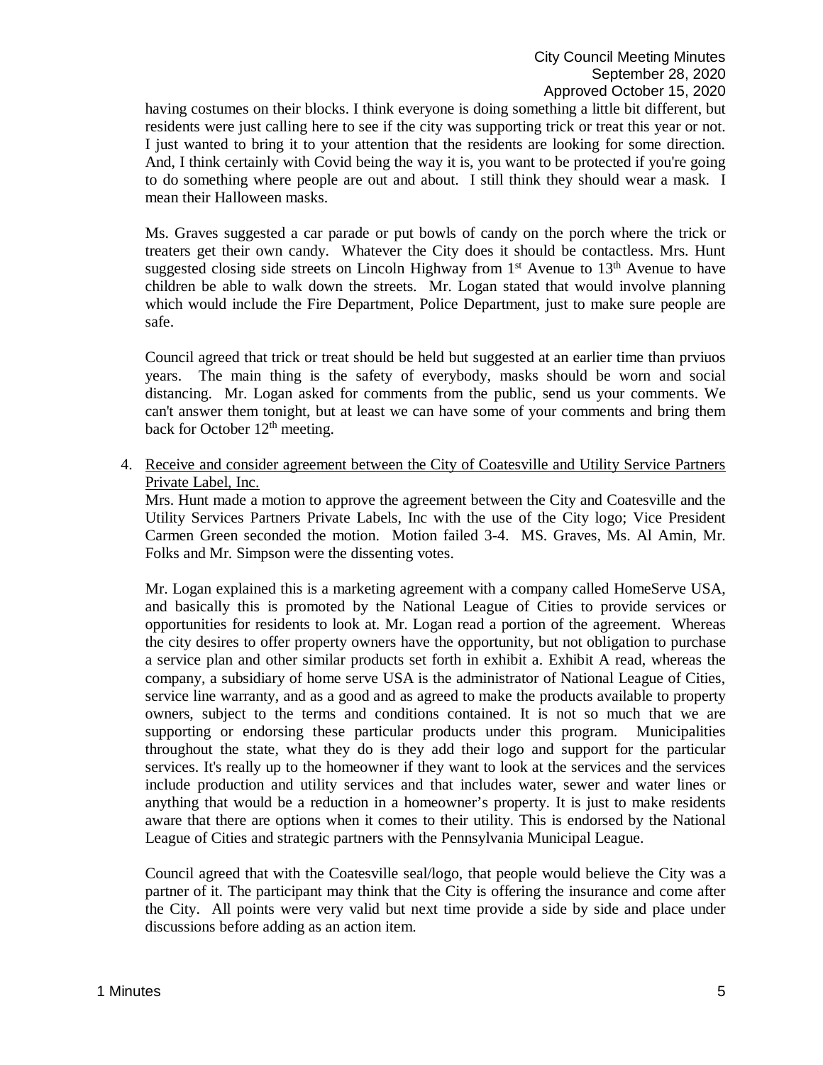having costumes on their blocks. I think everyone is doing something a little bit different, but residents were just calling here to see if the city was supporting trick or treat this year or not. I just wanted to bring it to your attention that the residents are looking for some direction. And, I think certainly with Covid being the way it is, you want to be protected if you're going to do something where people are out and about. I still think they should wear a mask. I mean their Halloween masks.

Ms. Graves suggested a car parade or put bowls of candy on the porch where the trick or treaters get their own candy. Whatever the City does it should be contactless. Mrs. Hunt suggested closing side streets on Lincoln Highway from 1st Avenue to 13th Avenue to have children be able to walk down the streets. Mr. Logan stated that would involve planning which would include the Fire Department, Police Department, just to make sure people are safe.

Council agreed that trick or treat should be held but suggested at an earlier time than prviuos years. The main thing is the safety of everybody, masks should be worn and social distancing. Mr. Logan asked for comments from the public, send us your comments. We can't answer them tonight, but at least we can have some of your comments and bring them back for October 12th meeting.

4. Receive and consider agreement between the City of Coatesville and Utility Service Partners Private Label, Inc.

   Mrs. Hunt made a motion to approve the agreement between the City and Coatesville and the Utility Services Partners Private Labels, Inc with the use of the City logo; Vice President Carmen Green seconded the motion. Motion failed 3-4. MS. Graves, Ms. Al Amin, Mr. Folks and Mr. Simpson were the dissenting votes.

   Mr. Logan explained this is a marketing agreement with a company called HomeServe USA, and basically this is promoted by the National League of Cities to provide services or opportunities for residents to look at. Mr. Logan read a portion of the agreement. Whereas the city desires to offer property owners have the opportunity, but not obligation to purchase a service plan and other similar products set forth in exhibit a. Exhibit A read, whereas the company, a subsidiary of home serve USA is the administrator of National League of Cities, service line warranty, and as a good and as agreed to make the products available to property owners, subject to the terms and conditions contained. It is not so much that we are supporting or endorsing these particular products under this program. Municipalities throughout the state, what they do is they add their logo and support for the particular services. It's really up to the homeowner if they want to look at the services and the services include production and utility services and that includes water, sewer and water lines or anything that would be a reduction in a homeowner's property. It is just to make residents aware that there are options when it comes to their utility. This is endorsed by the National League of Cities and strategic partners with the Pennsylvania Municipal League.

   Council agreed that with the Coatesville seal/logo, that people would believe the City was a partner of it. The participant may think that the City is offering the insurance and come after the City. All points were very valid but next time provide a side by side and place under discussions before adding as an action item.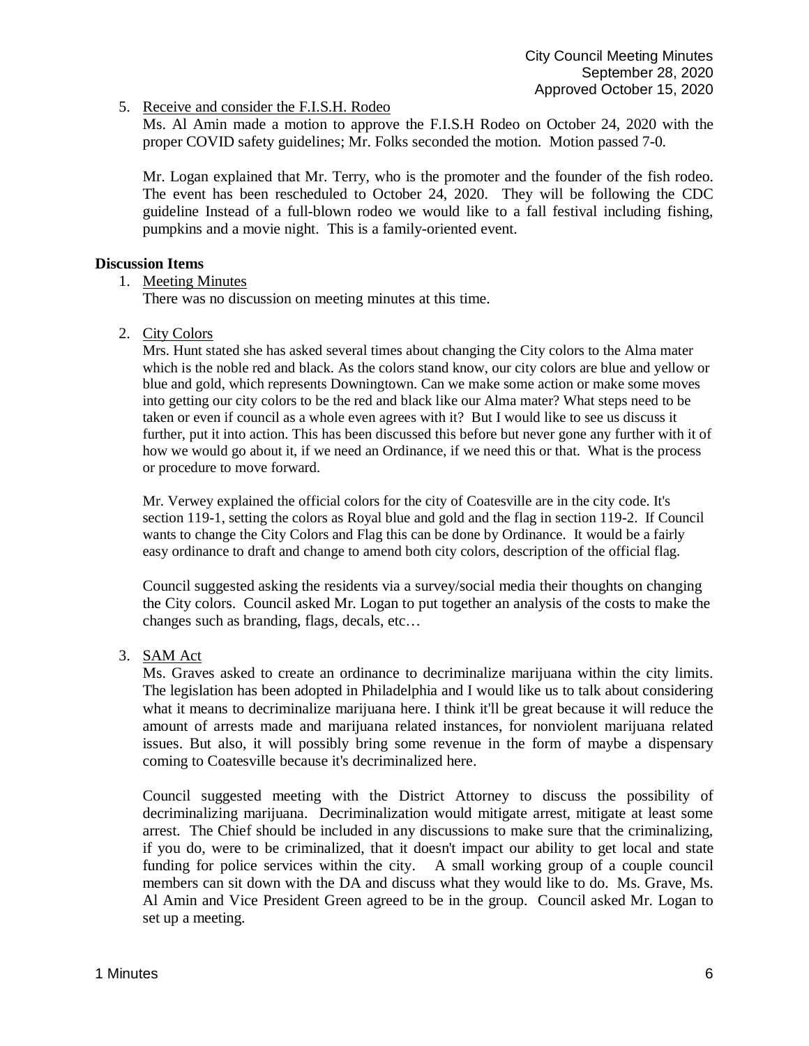5. Receive and consider the F.I.S.H. Rodeo

   Ms. Al Amin made a motion to approve the F.I.S.H Rodeo on October 24, 2020 with the proper COVID safety guidelines; Mr. Folks seconded the motion. Motion passed 7-0.

   Mr. Logan explained that Mr. Terry, who is the promoter and the founder of the fish rodeo. The event has been rescheduled to October 24, 2020. They will be following the CDC guideline Instead of a full-blown rodeo we would like to a fall festival including fishing, pumpkins and a movie night. This is a family-oriented event.

**Discussion Items**

1. Meeting Minutes

   There was no discussion on meeting minutes at this time.

2. City Colors

   Mrs. Hunt stated she has asked several times about changing the City colors to the Alma mater which is the noble red and black. As the colors stand know, our city colors are blue and yellow or blue and gold, which represents Downingtown. Can we make some action or make some moves into getting our city colors to be the red and black like our Alma mater? What steps need to be taken or even if council as a whole even agrees with it? But I would like to see us discuss it further, put it into action. This has been discussed this before but never gone any further with it of how we would go about it, if we need an Ordinance, if we need this or that. What is the process or procedure to move forward.

   Mr. Verwey explained the official colors for the city of Coatesville are in the city code. It's section 119-1, setting the colors as Royal blue and gold and the flag in section 119-2. If Council wants to change the City Colors and Flag this can be done by Ordinance. It would be a fairly easy ordinance to draft and change to amend both city colors, description of the official flag.

   Council suggested asking the residents via a survey/social media their thoughts on changing the City colors. Council asked Mr. Logan to put together an analysis of the costs to make the changes such as branding, flags, decals, etc…

3. SAM Act

   Ms. Graves asked to create an ordinance to decriminalize marijuana within the city limits. The legislation has been adopted in Philadelphia and I would like us to talk about considering what it means to decriminalize marijuana here. I think it'll be great because it will reduce the amount of arrests made and marijuana related instances, for nonviolent marijuana related issues. But also, it will possibly bring some revenue in the form of maybe a dispensary coming to Coatesville because it's decriminalized here.

   Council suggested meeting with the District Attorney to discuss the possibility of decriminalizing marijuana. Decriminalization would mitigate arrest, mitigate at least some arrest. The Chief should be included in any discussions to make sure that the criminalizing, if you do, were to be criminalized, that it doesn't impact our ability to get local and state funding for police services within the city. A small working group of a couple council members can sit down with the DA and discuss what they would like to do. Ms. Grave, Ms. Al Amin and Vice President Green agreed to be in the group. Council asked Mr. Logan to set up a meeting.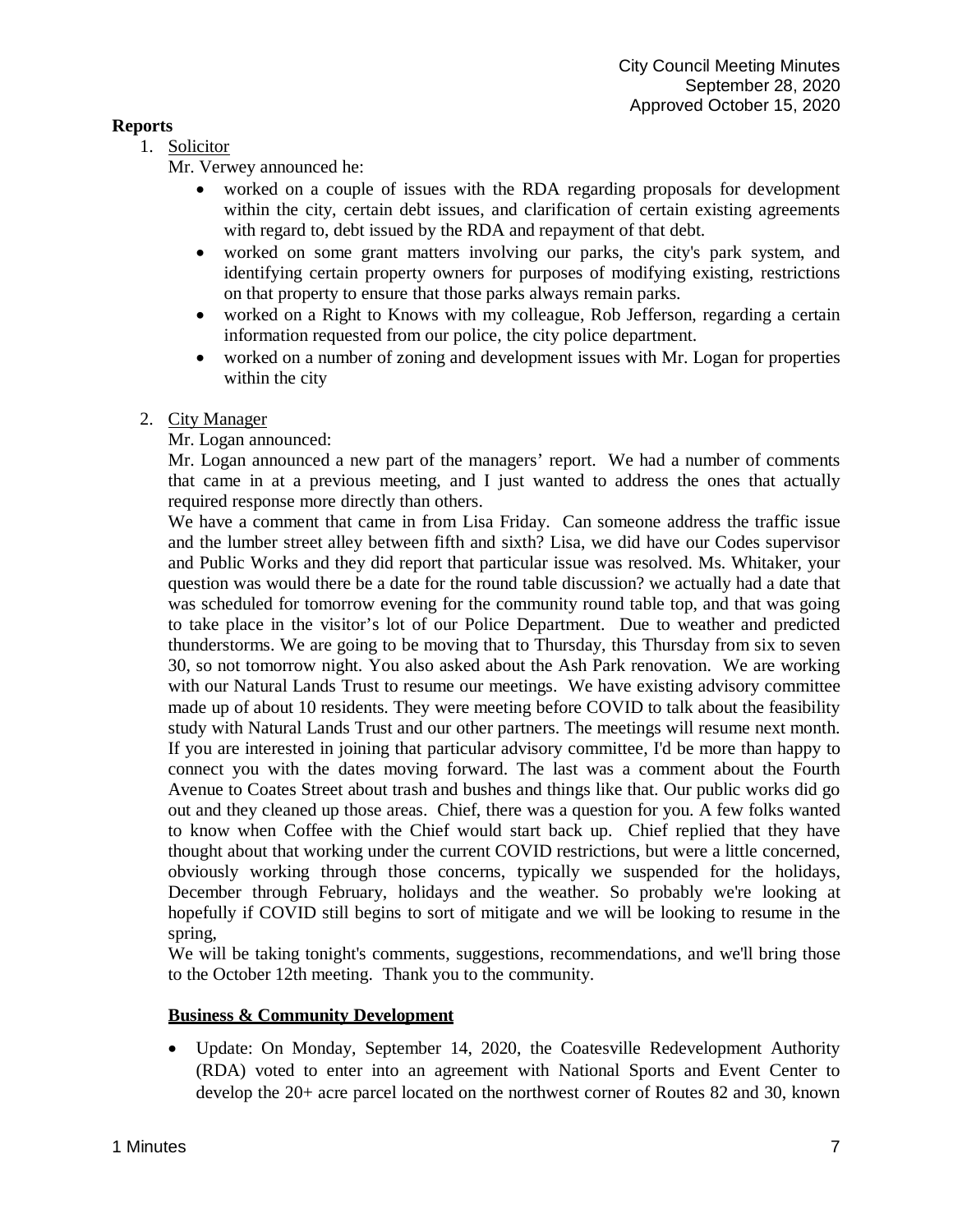**Reports**

1. Solicitor

   Mr. Verwey announced he:

   - worked on a couple of issues with the RDA regarding proposals for development within the city, certain debt issues, and clarification of certain existing agreements with regard to, debt issued by the RDA and repayment of that debt.
   - worked on some grant matters involving our parks, the city's park system, and identifying certain property owners for purposes of modifying existing, restrictions on that property to ensure that those parks always remain parks.
   - worked on a Right to Knows with my colleague, Rob Jefferson, regarding a certain information requested from our police, the city police department.
   - worked on a number of zoning and development issues with Mr. Logan for properties within the city

2. City Manager

   Mr. Logan announced:

   Mr. Logan announced a new part of the managers' report. We had a number of comments that came in at a previous meeting, and I just wanted to address the ones that actually required response more directly than others.

   We have a comment that came in from Lisa Friday. Can someone address the traffic issue and the lumber street alley between fifth and sixth? Lisa, we did have our Codes supervisor and Public Works and they did report that particular issue was resolved. Ms. Whitaker, your question was would there be a date for the round table discussion? we actually had a date that was scheduled for tomorrow evening for the community round table top, and that was going to take place in the visitor's lot of our Police Department. Due to weather and predicted thunderstorms. We are going to be moving that to Thursday, this Thursday from six to seven 30, so not tomorrow night. You also asked about the Ash Park renovation. We are working with our Natural Lands Trust to resume our meetings. We have existing advisory committee made up of about 10 residents. They were meeting before COVID to talk about the feasibility study with Natural Lands Trust and our other partners. The meetings will resume next month. If you are interested in joining that particular advisory committee, I'd be more than happy to connect you with the dates moving forward. The last was a comment about the Fourth Avenue to Coates Street about trash and bushes and things like that. Our public works did go out and they cleaned up those areas. Chief, there was a question for you. A few folks wanted to know when Coffee with the Chief would start back up. Chief replied that they have thought about that working under the current COVID restrictions, but were a little concerned, obviously working through those concerns, typically we suspended for the holidays, December through February, holidays and the weather. So probably we're looking at hopefully if COVID still begins to sort of mitigate and we will be looking to resume in the spring,

   We will be taking tonight's comments, suggestions, recommendations, and we'll bring those to the October 12th meeting. Thank you to the community.

   **Business & Community Development**

   - Update: On Monday, September 14, 2020, the Coatesville Redevelopment Authority (RDA) voted to enter into an agreement with National Sports and Event Center to develop the 20+ acre parcel located on the northwest corner of Routes 82 and 30, known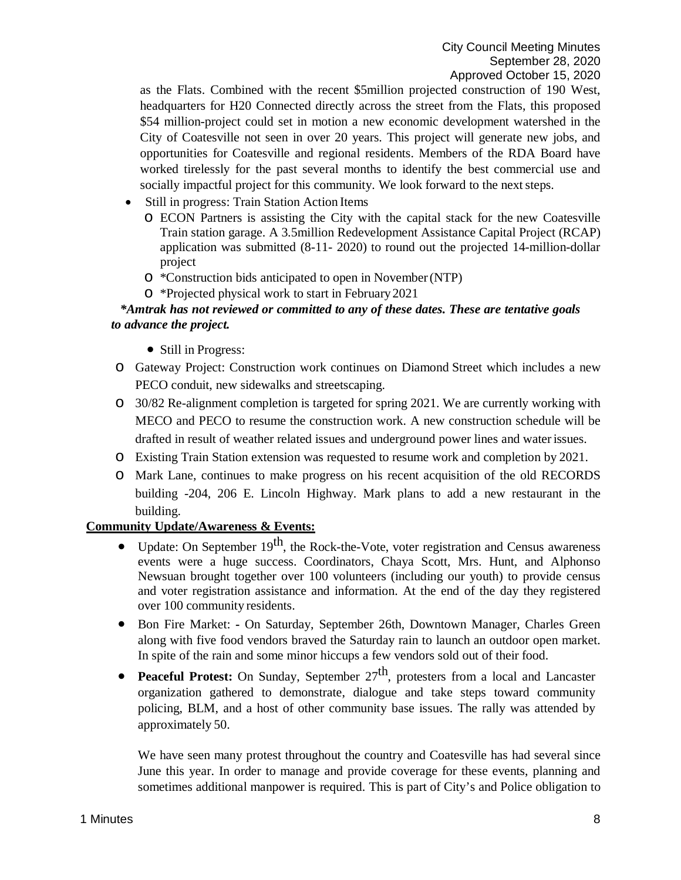as the Flats. Combined with the recent \$5million projected construction of 190 West, headquarters for H20 Connected directly across the street from the Flats, this proposed \$54 million-project could set in motion a new economic development watershed in the City of Coatesville not seen in over 20 years. This project will generate new jobs, and opportunities for Coatesville and regional residents. Members of the RDA Board have worked tirelessly for the past several months to identify the best commercial use and socially impactful project for this community. We look forward to the next steps.

- Still in progress: Train Station Action Items
  - ECON Partners is assisting the City with the capital stack for the new Coatesville Train station garage. A 3.5million Redevelopment Assistance Capital Project (RCAP) application was submitted (8-11- 2020) to round out the projected 14-million-dollar project
  - *Construction bids anticipated to open in November (NTP)
  - *Projected physical work to start in February 2021

***Amtrak has not reviewed or committed to any of these dates. These are tentative goals to advance the project.***

- Still in Progress:
  - Gateway Project: Construction work continues on Diamond Street which includes a new PECO conduit, new sidewalks and streetscaping.
  - 30/82 Re-alignment completion is targeted for spring 2021. We are currently working with MECO and PECO to resume the construction work. A new construction schedule will be drafted in result of weather related issues and underground power lines and water issues.
  - Existing Train Station extension was requested to resume work and completion by 2021.
  - Mark Lane, continues to make progress on his recent acquisition of the old RECORDS building -204, 206 E. Lincoln Highway. Mark plans to add a new restaurant in the building.

**Community Update/Awareness & Events:**

- Update: On September 19th, the Rock-the-Vote, voter registration and Census awareness events were a huge success. Coordinators, Chaya Scott, Mrs. Hunt, and Alphonso Newsuan brought together over 100 volunteers (including our youth) to provide census and voter registration assistance and information. At the end of the day they registered over 100 community residents.
- Bon Fire Market: - On Saturday, September 26th, Downtown Manager, Charles Green along with five food vendors braved the Saturday rain to launch an outdoor open market. In spite of the rain and some minor hiccups a few vendors sold out of their food.
- **Peaceful Protest:** On Sunday, September 27th, protesters from a local and Lancaster organization gathered to demonstrate, dialogue and take steps toward community policing, BLM, and a host of other community base issues. The rally was attended by approximately 50.

  We have seen many protest throughout the country and Coatesville has had several since June this year. In order to manage and provide coverage for these events, planning and sometimes additional manpower is required. This is part of City's and Police obligation to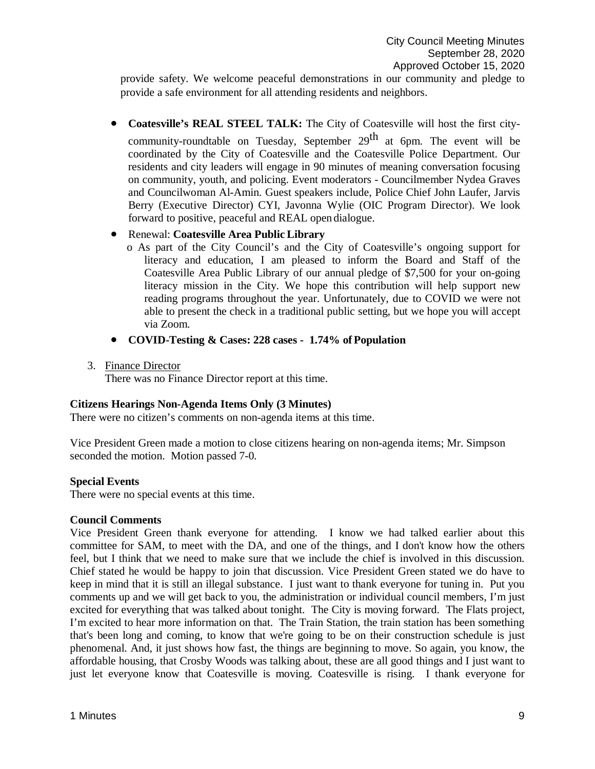provide safety. We welcome peaceful demonstrations in our community and pledge to provide a safe environment for all attending residents and neighbors.

- **Coatesville's REAL STEEL TALK:** The City of Coatesville will host the first city-community-roundtable on Tuesday, September 29th at 6pm. The event will be coordinated by the City of Coatesville and the Coatesville Police Department. Our residents and city leaders will engage in 90 minutes of meaning conversation focusing on community, youth, and policing. Event moderators - Councilmember Nydea Graves and Councilwoman Al-Amin. Guest speakers include, Police Chief John Laufer, Jarvis Berry (Executive Director) CYI, Javonna Wylie (OIC Program Director). We look forward to positive, peaceful and REAL open dialogue.
- Renewal: **Coatesville Area Public Library**
  - As part of the City Council's and the City of Coatesville's ongoing support for literacy and education, I am pleased to inform the Board and Staff of the Coatesville Area Public Library of our annual pledge of $7,500 for your on-going literacy mission in the City. We hope this contribution will help support new reading programs throughout the year. Unfortunately, due to COVID we were not able to present the check in a traditional public setting, but we hope you will accept via Zoom.
- **COVID-Testing & Cases: 228 cases - 1.74% of Population**

3. Finance Director
   There was no Finance Director report at this time.

**Citizens Hearings Non-Agenda Items Only (3 Minutes)**

There were no citizen's comments on non-agenda items at this time.

Vice President Green made a motion to close citizens hearing on non-agenda items; Mr. Simpson seconded the motion. Motion passed 7-0.

**Special Events**

There were no special events at this time.

**Council Comments**

Vice President Green thank everyone for attending. I know we had talked earlier about this committee for SAM, to meet with the DA, and one of the things, and I don't know how the others feel, but I think that we need to make sure that we include the chief is involved in this discussion. Chief stated he would be happy to join that discussion. Vice President Green stated we do have to keep in mind that it is still an illegal substance. I just want to thank everyone for tuning in. Put you comments up and we will get back to you, the administration or individual council members, I'm just excited for everything that was talked about tonight. The City is moving forward. The Flats project, I'm excited to hear more information on that. The Train Station, the train station has been something that's been long and coming, to know that we're going to be on their construction schedule is just phenomenal. And, it just shows how fast, the things are beginning to move. So again, you know, the affordable housing, that Crosby Woods was talking about, these are all good things and I just want to just let everyone know that Coatesville is moving. Coatesville is rising. I thank everyone for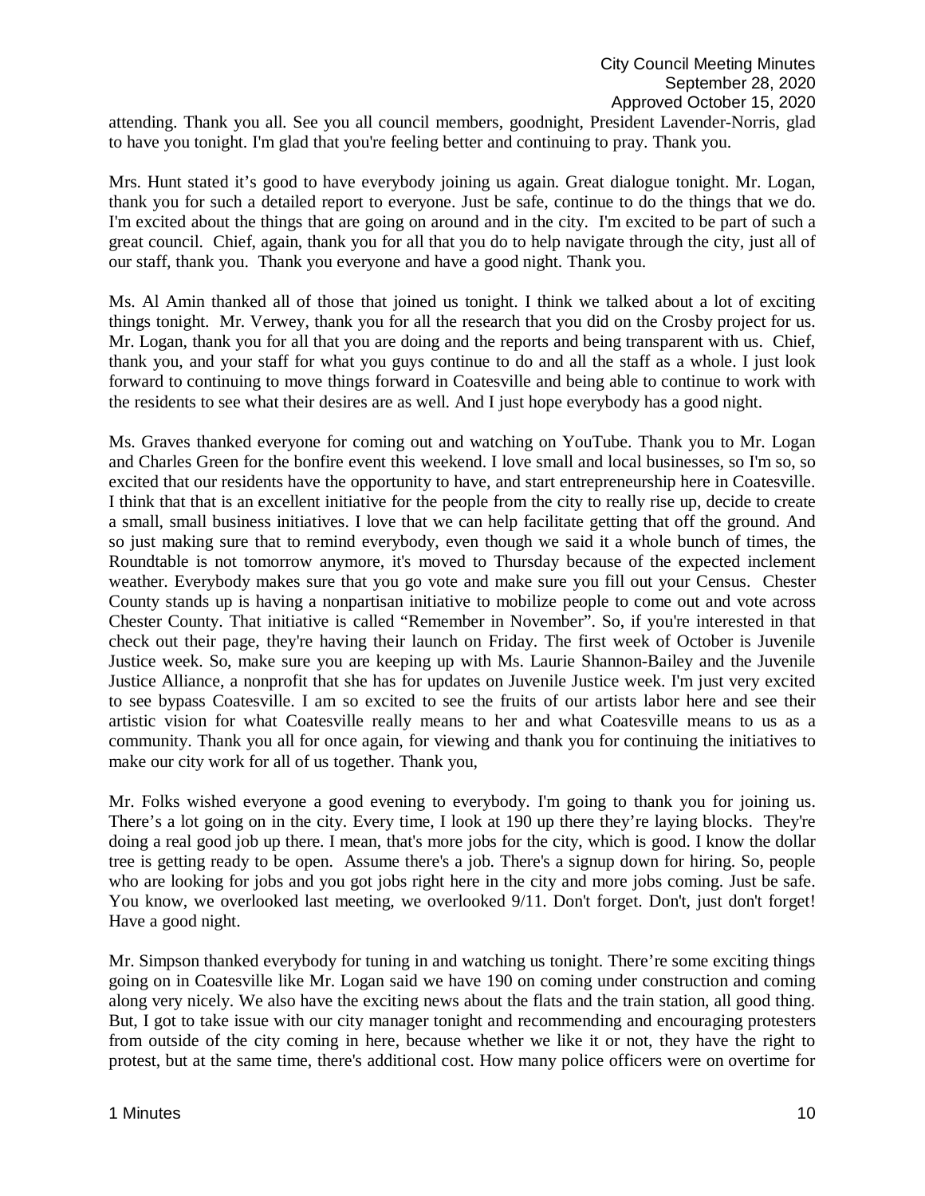attending. Thank you all. See you all council members, goodnight, President Lavender-Norris, glad to have you tonight. I'm glad that you're feeling better and continuing to pray. Thank you.

Mrs. Hunt stated it’s good to have everybody joining us again. Great dialogue tonight. Mr. Logan, thank you for such a detailed report to everyone. Just be safe, continue to do the things that we do. I'm excited about the things that are going on around and in the city. I'm excited to be part of such a great council. Chief, again, thank you for all that you do to help navigate through the city, just all of our staff, thank you. Thank you everyone and have a good night. Thank you.

Ms. Al Amin thanked all of those that joined us tonight. I think we talked about a lot of exciting things tonight. Mr. Verwey, thank you for all the research that you did on the Crosby project for us. Mr. Logan, thank you for all that you are doing and the reports and being transparent with us. Chief, thank you, and your staff for what you guys continue to do and all the staff as a whole. I just look forward to continuing to move things forward in Coatesville and being able to continue to work with the residents to see what their desires are as well. And I just hope everybody has a good night.

Ms. Graves thanked everyone for coming out and watching on YouTube. Thank you to Mr. Logan and Charles Green for the bonfire event this weekend. I love small and local businesses, so I'm so, so excited that our residents have the opportunity to have, and start entrepreneurship here in Coatesville. I think that that is an excellent initiative for the people from the city to really rise up, decide to create a small, small business initiatives. I love that we can help facilitate getting that off the ground. And so just making sure that to remind everybody, even though we said it a whole bunch of times, the Roundtable is not tomorrow anymore, it's moved to Thursday because of the expected inclement weather. Everybody makes sure that you go vote and make sure you fill out your Census. Chester County stands up is having a nonpartisan initiative to mobilize people to come out and vote across Chester County. That initiative is called “Remember in November”. So, if you're interested in that check out their page, they're having their launch on Friday. The first week of October is Juvenile Justice week. So, make sure you are keeping up with Ms. Laurie Shannon-Bailey and the Juvenile Justice Alliance, a nonprofit that she has for updates on Juvenile Justice week. I'm just very excited to see bypass Coatesville. I am so excited to see the fruits of our artists labor here and see their artistic vision for what Coatesville really means to her and what Coatesville means to us as a community. Thank you all for once again, for viewing and thank you for continuing the initiatives to make our city work for all of us together. Thank you,

Mr. Folks wished everyone a good evening to everybody. I'm going to thank you for joining us. There’s a lot going on in the city. Every time, I look at 190 up there they’re laying blocks. They're doing a real good job up there. I mean, that's more jobs for the city, which is good. I know the dollar tree is getting ready to be open. Assume there's a job. There's a signup down for hiring. So, people who are looking for jobs and you got jobs right here in the city and more jobs coming. Just be safe. You know, we overlooked last meeting, we overlooked 9/11. Don't forget. Don't, just don't forget! Have a good night.

Mr. Simpson thanked everybody for tuning in and watching us tonight. There’re some exciting things going on in Coatesville like Mr. Logan said we have 190 on coming under construction and coming along very nicely. We also have the exciting news about the flats and the train station, all good thing. But, I got to take issue with our city manager tonight and recommending and encouraging protesters from outside of the city coming in here, because whether we like it or not, they have the right to protest, but at the same time, there's additional cost. How many police officers were on overtime for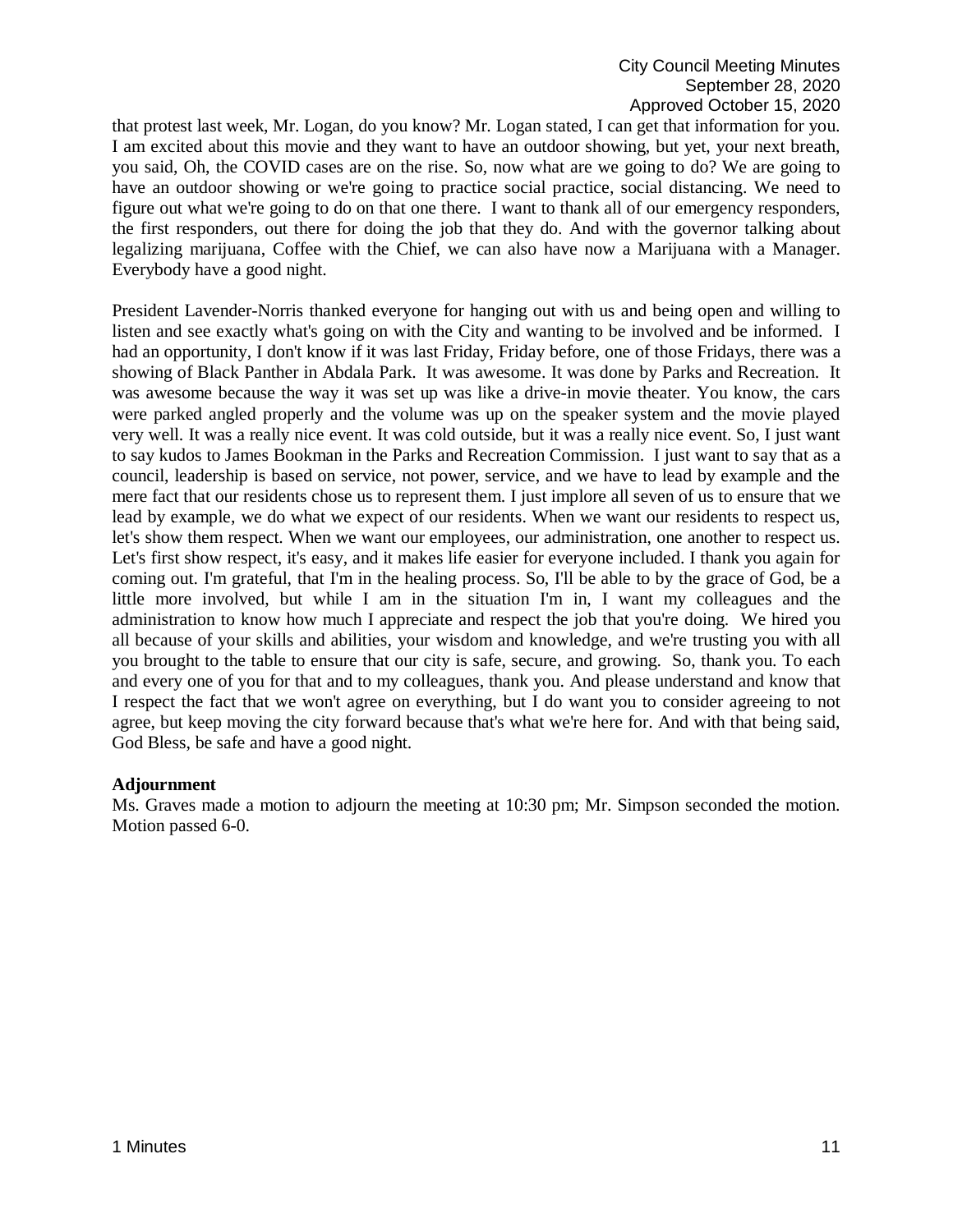that protest last week, Mr. Logan, do you know? Mr. Logan stated, I can get that information for you. I am excited about this movie and they want to have an outdoor showing, but yet, your next breath, you said, Oh, the COVID cases are on the rise. So, now what are we going to do? We are going to have an outdoor showing or we're going to practice social practice, social distancing. We need to figure out what we're going to do on that one there. I want to thank all of our emergency responders, the first responders, out there for doing the job that they do. And with the governor talking about legalizing marijuana, Coffee with the Chief, we can also have now a Marijuana with a Manager. Everybody have a good night.

President Lavender-Norris thanked everyone for hanging out with us and being open and willing to listen and see exactly what's going on with the City and wanting to be involved and be informed. I had an opportunity, I don't know if it was last Friday, Friday before, one of those Fridays, there was a showing of Black Panther in Abdala Park. It was awesome. It was done by Parks and Recreation. It was awesome because the way it was set up was like a drive-in movie theater. You know, the cars were parked angled properly and the volume was up on the speaker system and the movie played very well. It was a really nice event. It was cold outside, but it was a really nice event. So, I just want to say kudos to James Bookman in the Parks and Recreation Commission. I just want to say that as a council, leadership is based on service, not power, service, and we have to lead by example and the mere fact that our residents chose us to represent them. I just implore all seven of us to ensure that we lead by example, we do what we expect of our residents. When we want our residents to respect us, let's show them respect. When we want our employees, our administration, one another to respect us. Let's first show respect, it's easy, and it makes life easier for everyone included. I thank you again for coming out. I'm grateful, that I'm in the healing process. So, I'll be able to by the grace of God, be a little more involved, but while I am in the situation I'm in, I want my colleagues and the administration to know how much I appreciate and respect the job that you're doing. We hired you all because of your skills and abilities, your wisdom and knowledge, and we're trusting you with all you brought to the table to ensure that our city is safe, secure, and growing. So, thank you. To each and every one of you for that and to my colleagues, thank you. And please understand and know that I respect the fact that we won't agree on everything, but I do want you to consider agreeing to not agree, but keep moving the city forward because that's what we're here for. And with that being said, God Bless, be safe and have a good night.

**Adjournment**

Ms. Graves made a motion to adjourn the meeting at 10:30 pm; Mr. Simpson seconded the motion. Motion passed 6-0.